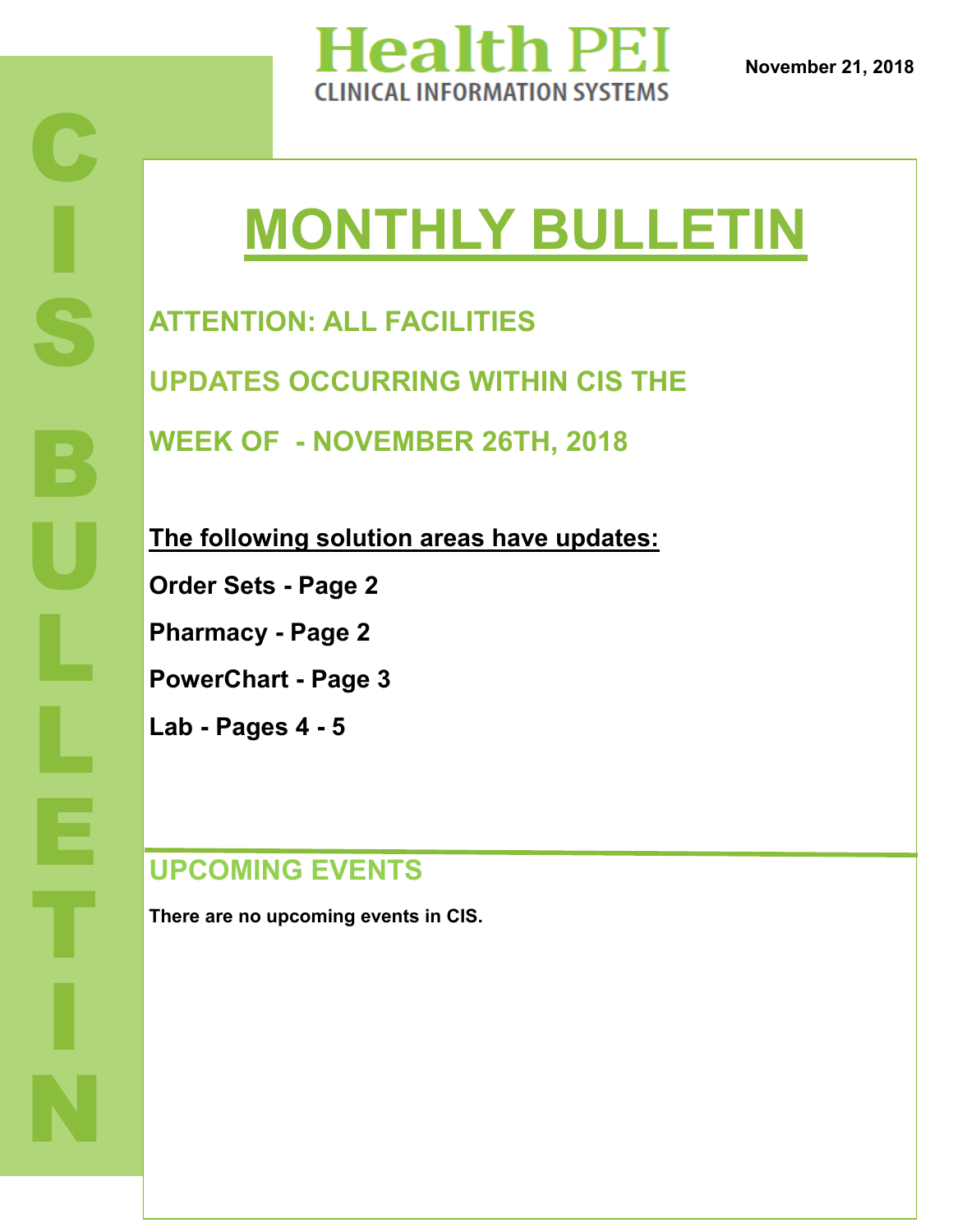# Health PEI
## CLINICAL INFORMATION SYSTEMS

November 21, 2018

CIS BULLETIN

# MONTHLY BULLETIN

## ATTENTION: ALL FACILITIES

## UPDATES OCCURRING WITHIN CIS THE WEEK OF - NOVEMBER 26TH, 2018

**The following solution areas have updates:**

**Order Sets - Page 2**

**Pharmacy - Page 2**

**PowerChart - Page 3**

**Lab - Pages 4 - 5**

## UPCOMING EVENTS

**There are no upcoming events in CIS.**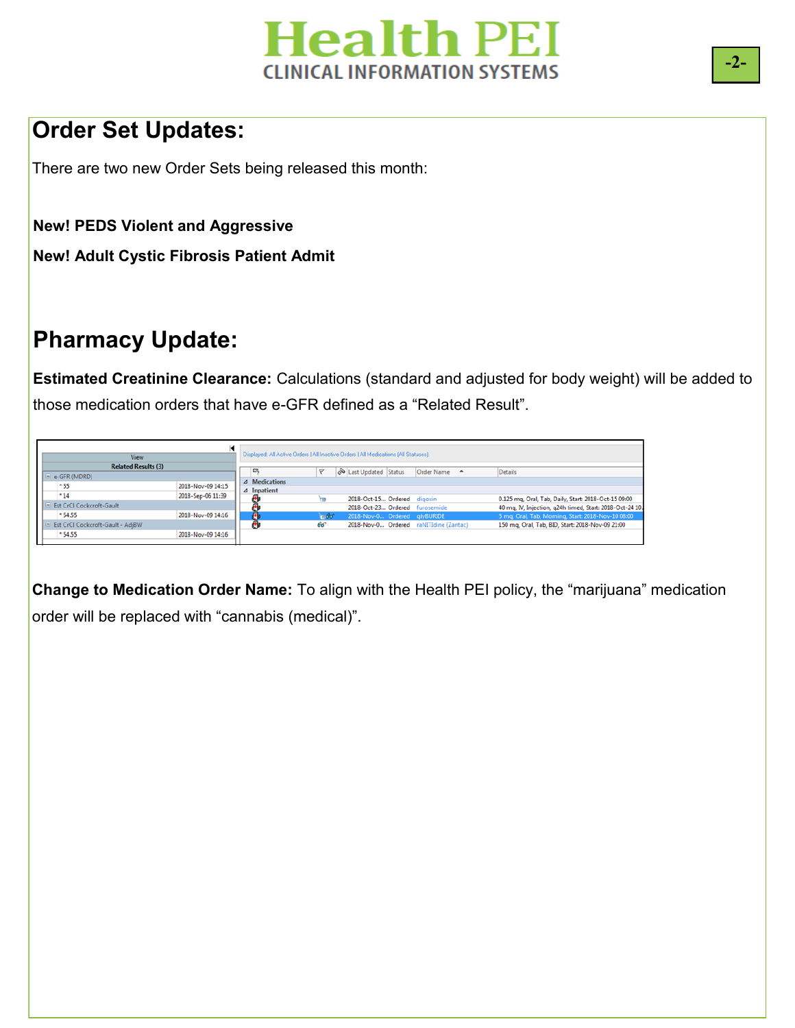## Order Set Updates:

There are two new Order Sets being released this month:

**New! PEDS Violent and Aggressive**

**New! Adult Cystic Fibrosis Patient Admit**

## Pharmacy Update:

**Estimated Creatinine Clearance:** Calculations (standard and adjusted for body weight) will be added to those medication orders that have e-GFR defined as a "Related Result".

| Related Results (3) | |
|---|---|
| e-GFR (MDRD) | |
| * 55 | 2018-Nov-09 14:15 |
| * 14 | 2018-Sep-06 11:39 |
| Est CrCl Cockcroft-Gault | |
| * 54.55 | 2018-Nov-09 14:16 |
| Est CrCl Cockcroft-Gault - AdjBW | |
| * 54.55 | 2018-Nov-09 14:16 |

Displayed: All Active Orders | All Inactive Orders | All Medications (All Statuses)

| Last Updated | Status | Order Name | Details |
|---|---|---|---|
| **Medications** | | | |
| **Inpatient** | | | |
| 2018-Oct-15... | Ordered | digoxin | 0.125 mg, Oral, Tab, Daily, Start: 2018-Oct-15 09:00 |
| 2018-Oct-23... | Ordered | furosemide | 40 mg, IV, Injection, q24h timed, Start: 2018-Oct-24 10... |
| 2018-Nov-0... | Ordered | glyBURIDE | 5 mg, Oral, Tab, Morning, Start: 2018-Nov-10 08:00 |
| 2018-Nov-0... | Ordered | raNITIdine (Zantac) | 150 mg, Oral, Tab, BID, Start: 2018-Nov-09 21:00 |

**Change to Medication Order Name:** To align with the Health PEI policy, the "marijuana" medication order will be replaced with "cannabis (medical)".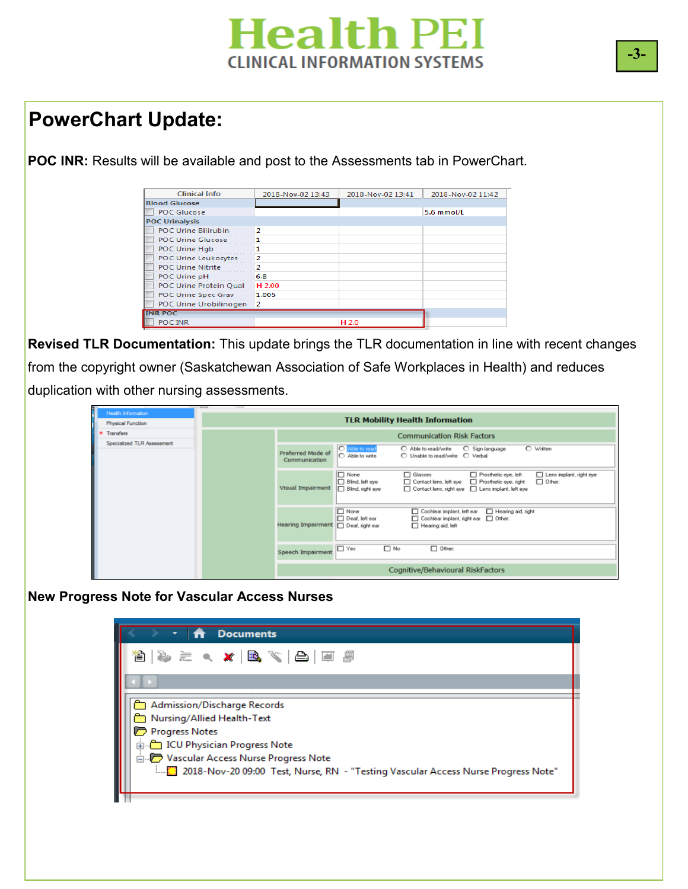## PowerChart Update:

**POC INR:** Results will be available and post to the Assessments tab in PowerChart.

| Clinical Info | 2018-Nov-02 13:43 | 2018-Nov-02 13:41 | 2018-Nov-02 11:42 |
|---|---|---|---|
| **Blood Glucose** | | | |
| POC Glucose | | | 5.6 mmol/L |
| **POC Urinalysis** | | | |
| POC Urine Bilirubin | 2 | | |
| POC Urine Glucose | 1 | | |
| POC Urine Hgb | 1 | | |
| POC Urine Leukocytes | 2 | | |
| POC Urine Nitrite | 2 | | |
| POC Urine pH | 6.8 | | |
| POC Urine Protein Qual | H 2.00 | | |
| POC Urine Spec Grav | 1.005 | | |
| POC Urine Urobilinogen | 2 | | |
| **INR POC** | | | |
| POC INR | | H 2.0 | |

**Revised TLR Documentation:** This update brings the TLR documentation in line with recent changes from the copyright owner (Saskatchewan Association of Safe Workplaces in Health) and reduces duplication with other nursing assessments.

**New Progress Note for Vascular Access Nurses**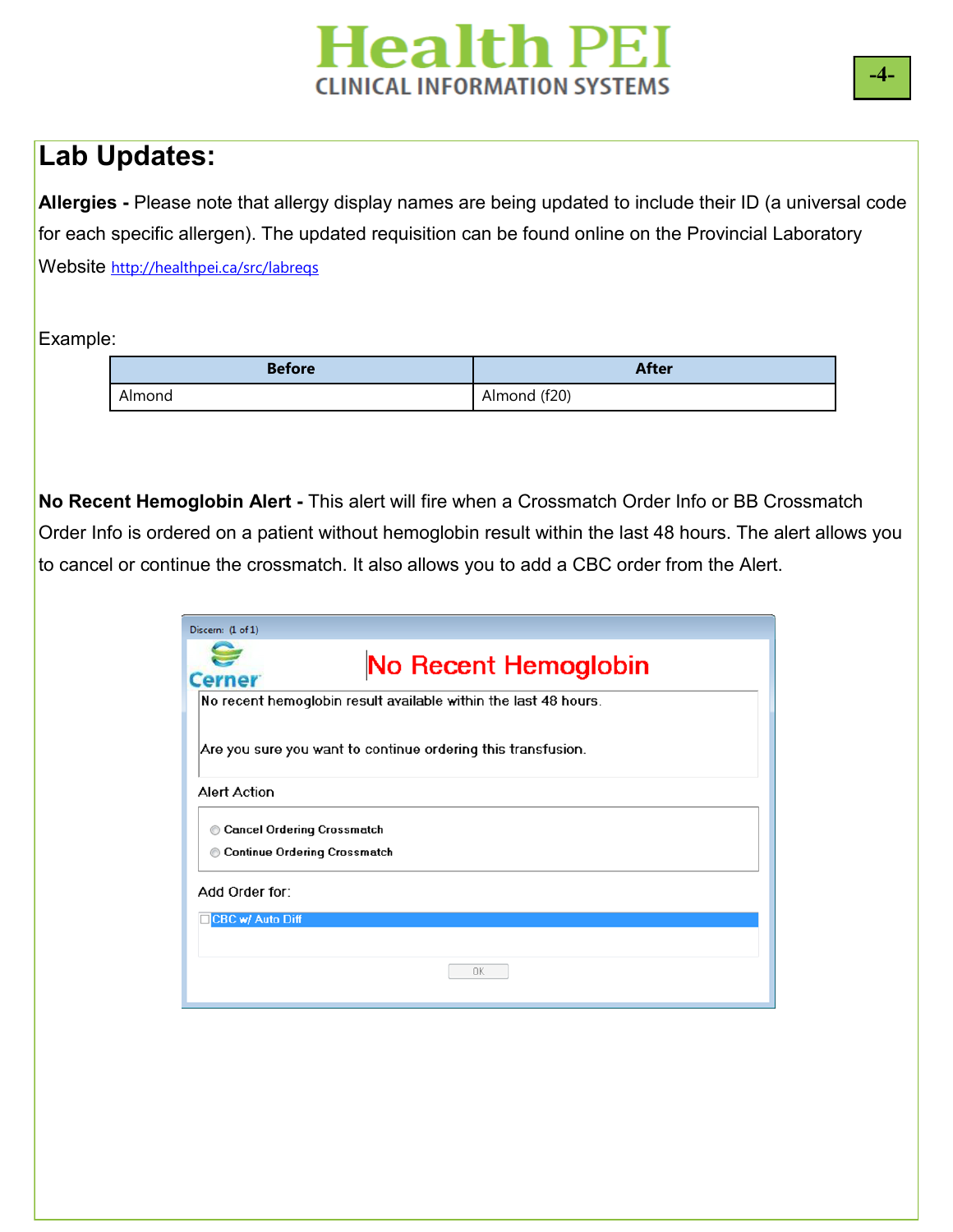## Lab Updates:

**Allergies -** Please note that allergy display names are being updated to include their ID (a universal code for each specific allergen). The updated requisition can be found online on the Provincial Laboratory Website http://healthpei.ca/src/labreqs

Example:

| Before | After |
|---|---|
| Almond | Almond (f20) |

**No Recent Hemoglobin Alert -** This alert will fire when a Crossmatch Order Info or BB Crossmatch Order Info is ordered on a patient without hemoglobin result within the last 48 hours. The alert allows you to cancel or continue the crossmatch. It also allows you to add a CBC order from the Alert.

Discern: (1 of 1)

Cerner

**No Recent Hemoglobin**

No recent hemoglobin result available within the last 48 hours.

Are you sure you want to continue ordering this transfusion.

Alert Action

- Cancel Ordering Crossmatch
- Continue Ordering Crossmatch

Add Order for:

- [ ] CBC w/ Auto Diff

OK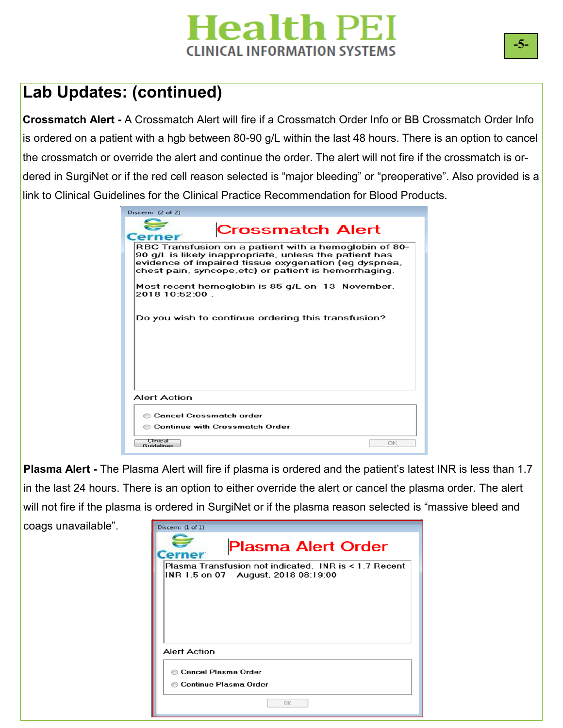## Lab Updates: (continued)

**Crossmatch Alert -** A Crossmatch Alert will fire if a Crossmatch Order Info or BB Crossmatch Order Info is ordered on a patient with a hgb between 80-90 g/L within the last 48 hours. There is an option to cancel the crossmatch or override the alert and continue the order. The alert will not fire if the crossmatch is ordered in SurgiNet or if the red cell reason selected is “major bleeding” or “preoperative”. Also provided is a link to Clinical Guidelines for the Clinical Practice Recommendation for Blood Products.

Discern: (2 of 2)

Cerner

Crossmatch Alert

RBC Transfusion on a patient with a hemoglobin of 80-90 g/L is likely inappropriate, unless the patient has evidence of impaired tissue oxygenation (eg dyspnea, chest pain, syncope,etc) or patient is hemorrhaging.

Most recent hemoglobin is 85 g/L on 13 November, 2018 10:52:00 .

Do you wish to continue ordering this transfusion?

Alert Action

- Cancel Crossmatch order
- Continue with Crossmatch Order

Clinical Guidelines

OK

**Plasma Alert -** The Plasma Alert will fire if plasma is ordered and the patient’s latest INR is less than 1.7 in the last 24 hours. There is an option to either override the alert or cancel the plasma order. The alert will not fire if the plasma is ordered in SurgiNet or if the plasma reason selected is “massive bleed and coags unavailable”.

Discern: (1 of 1)

Cerner

Plasma Alert Order

Plasma Transfusion not indicated. INR is < 1.7 Recent INR 1.5 on 07 August, 2018 08:19:00

Alert Action

- Cancel Plasma Order
- Continue Plasma Order

OK